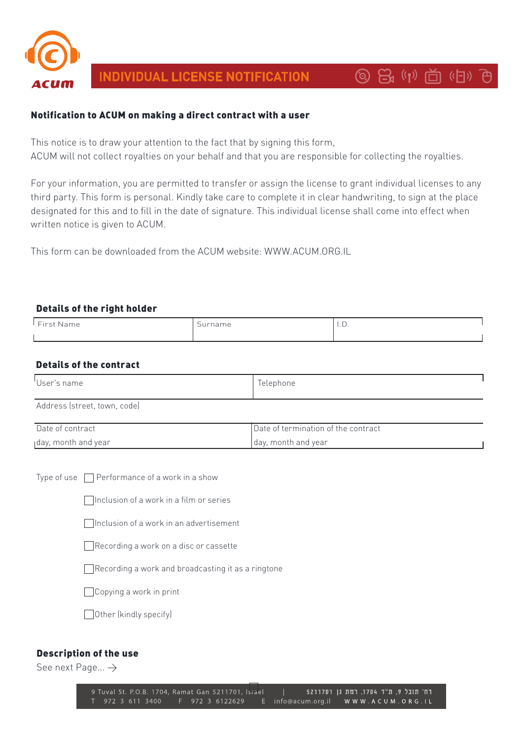# INDIVIDUAL LICENSE NOTIFICATION

**Notification to ACUM on making a direct contract with a user**

This notice is to draw your attention to the fact that by signing this form,
ACUM will not collect royalties on your behalf and that you are responsible for collecting the royalties.

For your information, you are permitted to transfer or assign the license to grant individual licenses to any third party. This form is personal. Kindly take care to complete it in clear handwriting, to sign at the place designated for this and to fill in the date of signature. This individual license shall come into effect when written notice is given to ACUM.

This form can be downloaded from the ACUM website: WWW.ACUM.ORG.IL

### Details of the right holder

| First Name | Surname | I.D. |
|---|---|---|
| | | |

### Details of the contract

| User's name | Telephone |
|---|---|
| Address (street, town, code) | |
| Date of contract<br>day, month and year | Date of termination of the contract<br>day, month and year |

Type of use
- ☐ Performance of a work in a show
- ☐ Inclusion of a work in a film or series
- ☐ Inclusion of a work in an advertisement
- ☐ Recording a work on a disc or cassette
- ☐ Recording a work and broadcasting it as a ringtone
- ☐ Copying a work in print
- ☐ Other (kindly specify)

### Description of the use

See next Page... →

9 Tuval St. P.O.B. 1704, Ramat Gan 5211701, Israel | רח' תובל 9, ת"ד 1704, רמת גן 5211701
T 972 3 611 3400 F 972 3 6122629 E info@acum.org.il WWW.ACUM.ORG.IL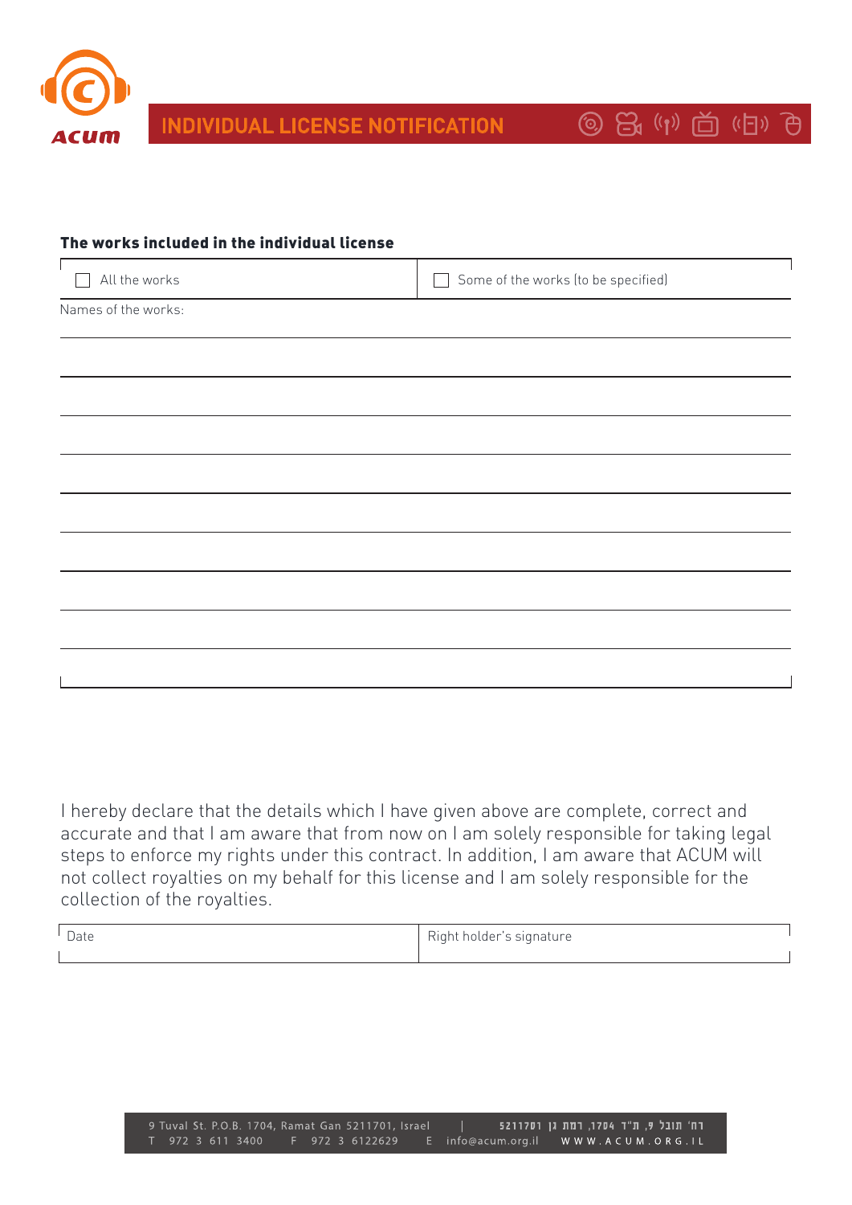# INDIVIDUAL LICENSE NOTIFICATION

**The works included in the individual license**

| | |
|---|---|
| ☐ All the works | ☐ Some of the works (to be specified) |

Names of the works:

I hereby declare that the details which I have given above are complete, correct and accurate and that I am aware that from now on I am solely responsible for taking legal steps to enforce my rights under this contract. In addition, I am aware that ACUM will not collect royalties on my behalf for this license and I am solely responsible for the collection of the royalties.

| | |
|---|---|
| Date | Right holder's signature |

9 Tuval St. P.O.B. 1704, Ramat Gan 5211701, Israel | רח' תובל 9, ת"ד 1704, רמת גן 5211701
T 972 3 611 3400 F 972 3 6122629 E info@acum.org.il WWW.ACUM.ORG.IL